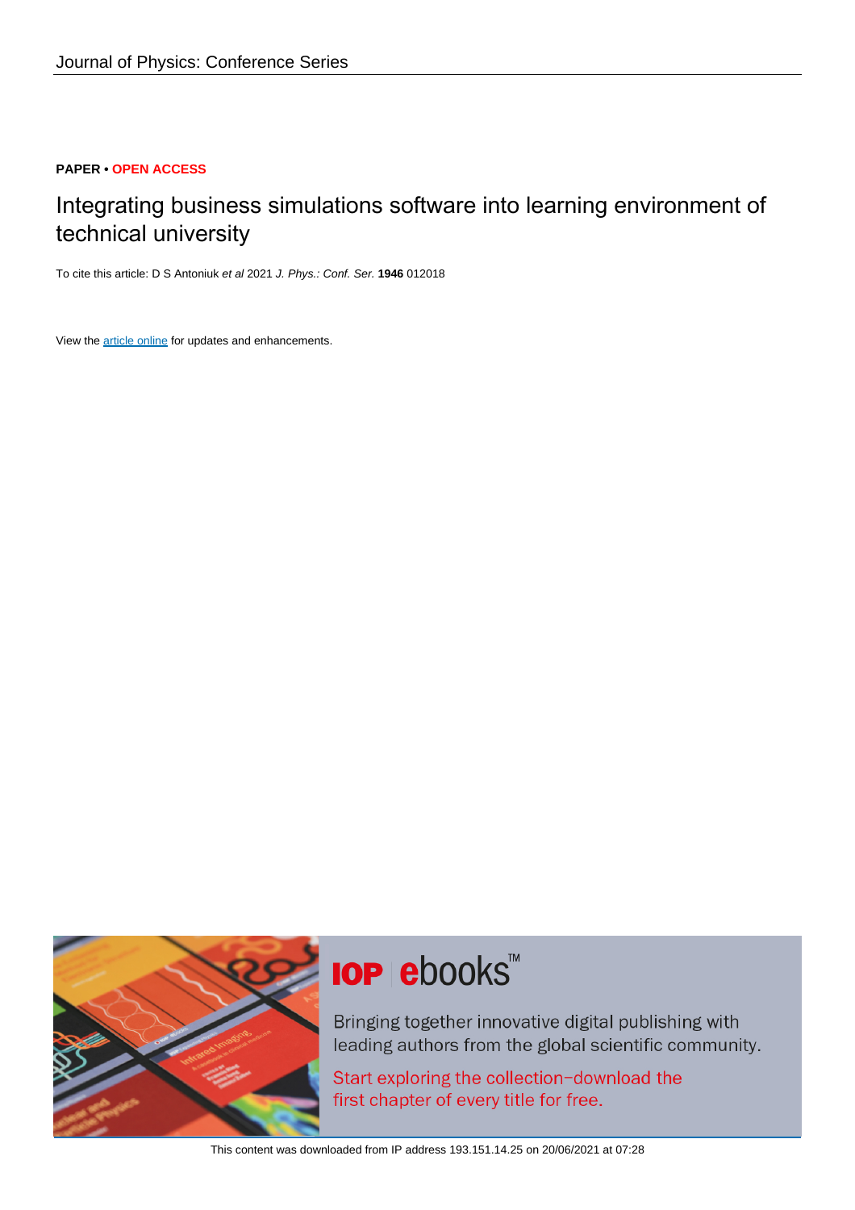Journal of Physics: Conference Series

**PAPER • OPEN ACCESS**

# Integrating business simulations software into learning environment of technical university

To cite this article: D S Antoniuk *et al* 2021 *J. Phys.: Conf. Ser.* **1946** 012018

View the article online for updates and enhancements.

IOP ebooks™

Bringing together innovative digital publishing with leading authors from the global scientific community.

Start exploring the collection–download the first chapter of every title for free.

This content was downloaded from IP address 193.151.14.25 on 20/06/2021 at 07:28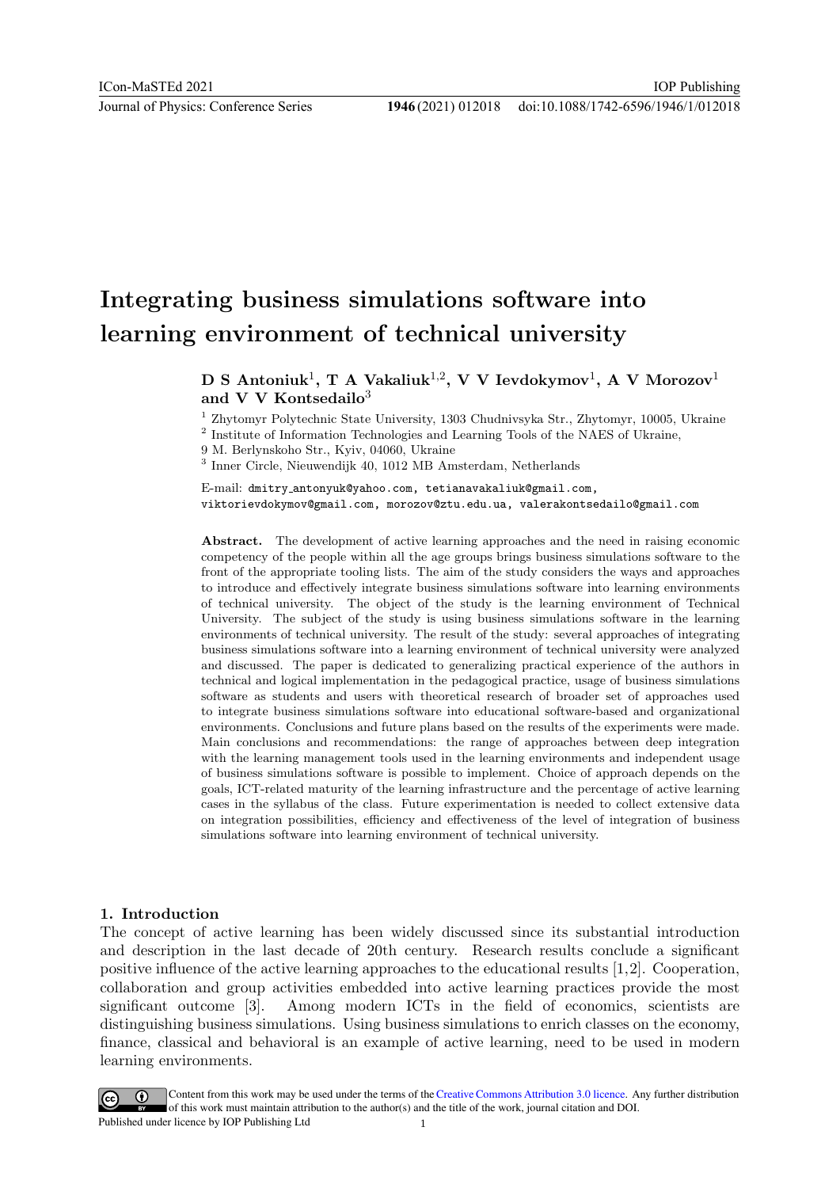# Integrating business simulations software into learning environment of technical university

**D S Antoniuk[1], T A Vakaliuk[1,2], V V Ievdokymov[1], A V Morozov[1] and V V Kontsedailo[3]**

[1] Zhytomyr Polytechnic State University, 1303 Chudnivsyka Str., Zhytomyr, 10005, Ukraine

[2] Institute of Information Technologies and Learning Tools of the NAES of Ukraine, 9 M. Berlynskoho Str., Kyiv, 04060, Ukraine

[3] Inner Circle, Nieuwendijk 40, 1012 MB Amsterdam, Netherlands

E-mail: dmitry_antonyuk@yahoo.com, tetianavakaliuk@gmail.com, viktorievdokymov@gmail.com, morozov@ztu.edu.ua, valerakontsedailo@gmail.com

**Abstract.** The development of active learning approaches and the need in raising economic competency of the people within all the age groups brings business simulations software to the front of the appropriate tooling lists. The aim of the study considers the ways and approaches to introduce and effectively integrate business simulations software into learning environments of technical university. The object of the study is the learning environment of Technical University. The subject of the study is using business simulations software in the learning environments of technical university. The result of the study: several approaches of integrating business simulations software into a learning environment of technical university were analyzed and discussed. The paper is dedicated to generalizing practical experience of the authors in technical and logical implementation in the pedagogical practice, usage of business simulations software as students and users with theoretical research of broader set of approaches used to integrate business simulations software into educational software-based and organizational environments. Conclusions and future plans based on the results of the experiments were made. Main conclusions and recommendations: the range of approaches between deep integration with the learning management tools used in the learning environments and independent usage of business simulations software is possible to implement. Choice of approach depends on the goals, ICT-related maturity of the learning infrastructure and the percentage of active learning cases in the syllabus of the class. Future experimentation is needed to collect extensive data on integration possibilities, efficiency and effectiveness of the level of integration of business simulations software into learning environment of technical university.

## 1. Introduction

The concept of active learning has been widely discussed since its substantial introduction and description in the last decade of 20th century. Research results conclude a significant positive influence of the active learning approaches to the educational results [1,2]. Cooperation, collaboration and group activities embedded into active learning practices provide the most significant outcome [3]. Among modern ICTs in the field of economics, scientists are distinguishing business simulations. Using business simulations to enrich classes on the economy, finance, classical and behavioral is an example of active learning, need to be used in modern learning environments.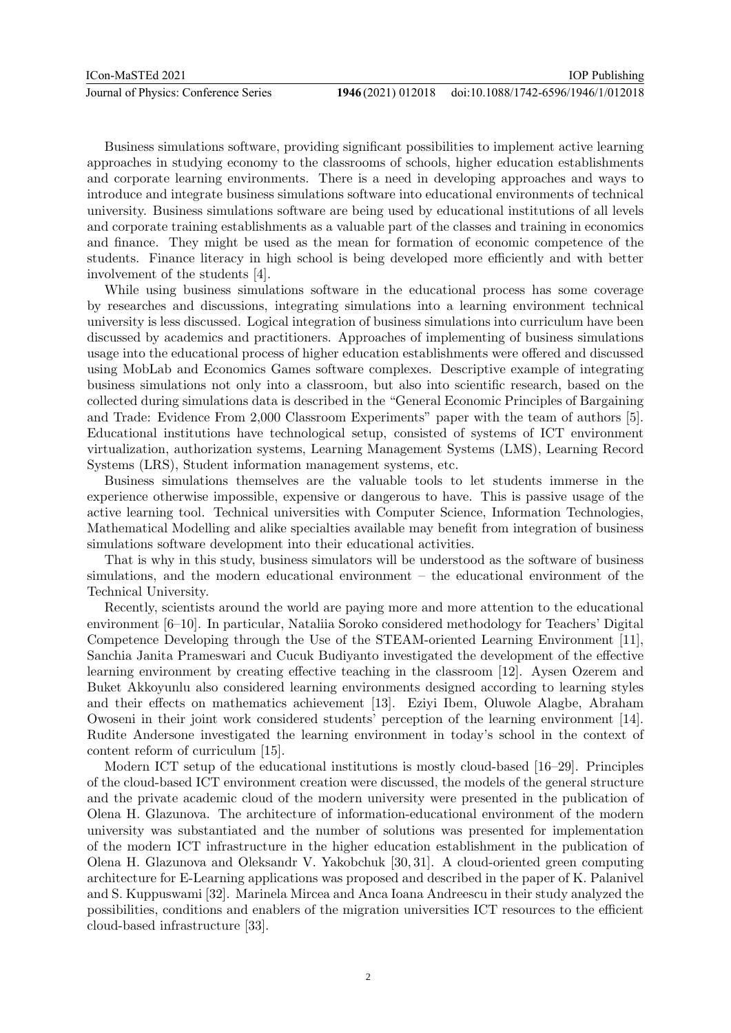Business simulations software, providing significant possibilities to implement active learning approaches in studying economy to the classrooms of schools, higher education establishments and corporate learning environments. There is a need in developing approaches and ways to introduce and integrate business simulations software into educational environments of technical university. Business simulations software are being used by educational institutions of all levels and corporate training establishments as a valuable part of the classes and training in economics and finance. They might be used as the mean for formation of economic competence of the students. Finance literacy in high school is being developed more efficiently and with better involvement of the students [4].

While using business simulations software in the educational process has some coverage by researches and discussions, integrating simulations into a learning environment technical university is less discussed. Logical integration of business simulations into curriculum have been discussed by academics and practitioners. Approaches of implementing of business simulations usage into the educational process of higher education establishments were offered and discussed using MobLab and Economics Games software complexes. Descriptive example of integrating business simulations not only into a classroom, but also into scientific research, based on the collected during simulations data is described in the "General Economic Principles of Bargaining and Trade: Evidence From 2,000 Classroom Experiments" paper with the team of authors [5]. Educational institutions have technological setup, consisted of systems of ICT environment virtualization, authorization systems, Learning Management Systems (LMS), Learning Record Systems (LRS), Student information management systems, etc.

Business simulations themselves are the valuable tools to let students immerse in the experience otherwise impossible, expensive or dangerous to have. This is passive usage of the active learning tool. Technical universities with Computer Science, Information Technologies, Mathematical Modelling and alike specialties available may benefit from integration of business simulations software development into their educational activities.

That is why in this study, business simulators will be understood as the software of business simulations, and the modern educational environment – the educational environment of the Technical University.

Recently, scientists around the world are paying more and more attention to the educational environment [6–10]. In particular, Nataliia Soroko considered methodology for Teachers' Digital Competence Developing through the Use of the STEAM-oriented Learning Environment [11], Sanchia Janita Prameswari and Cucuk Budiyanto investigated the development of the effective learning environment by creating effective teaching in the classroom [12]. Aysen Ozerem and Buket Akkoyunlu also considered learning environments designed according to learning styles and their effects on mathematics achievement [13]. Eziyi Ibem, Oluwole Alagbe, Abraham Owoseni in their joint work considered students' perception of the learning environment [14]. Rudite Andersone investigated the learning environment in today's school in the context of content reform of curriculum [15].

Modern ICT setup of the educational institutions is mostly cloud-based [16–29]. Principles of the cloud-based ICT environment creation were discussed, the models of the general structure and the private academic cloud of the modern university were presented in the publication of Olena H. Glazunova. The architecture of information-educational environment of the modern university was substantiated and the number of solutions was presented for implementation of the modern ICT infrastructure in the higher education establishment in the publication of Olena H. Glazunova and Oleksandr V. Yakobchuk [30, 31]. A cloud-oriented green computing architecture for E-Learning applications was proposed and described in the paper of K. Palanivel and S. Kuppuswami [32]. Marinela Mircea and Anca Ioana Andreescu in their study analyzed the possibilities, conditions and enablers of the migration universities ICT resources to the efficient cloud-based infrastructure [33].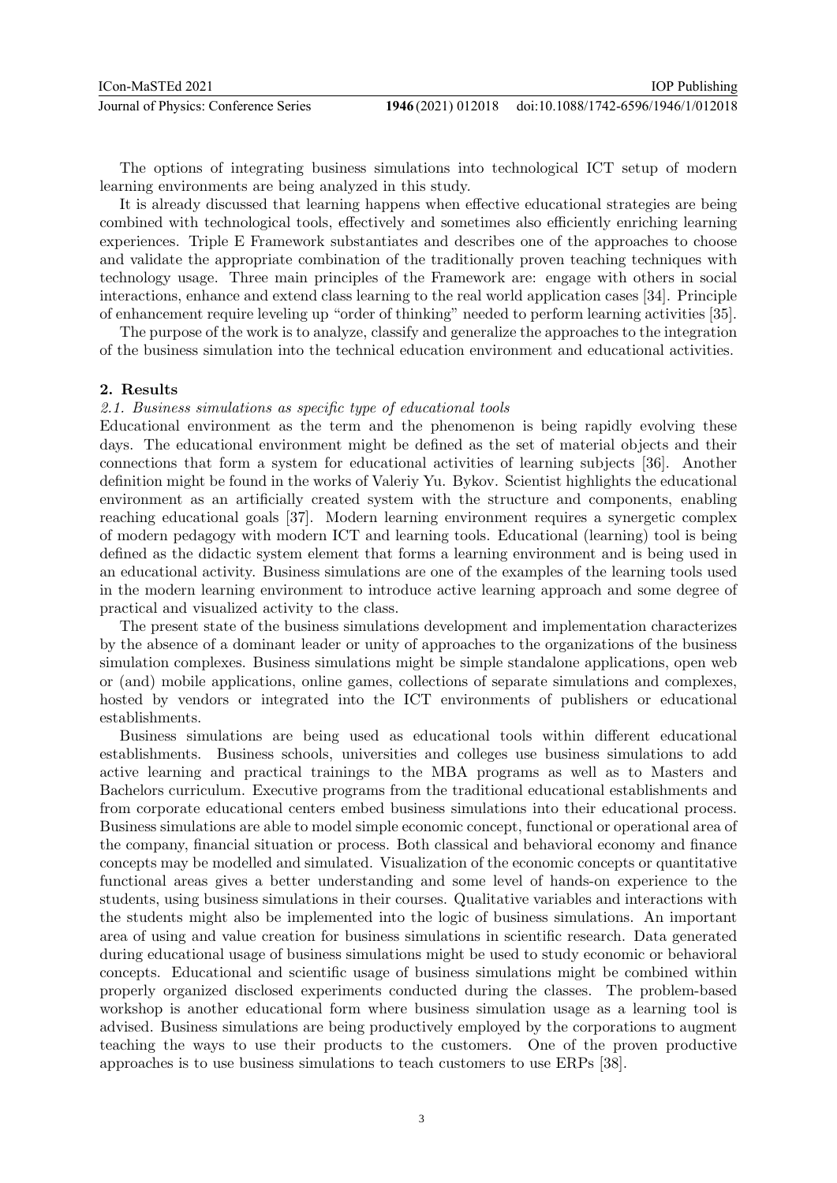The options of integrating business simulations into technological ICT setup of modern learning environments are being analyzed in this study.

It is already discussed that learning happens when effective educational strategies are being combined with technological tools, effectively and sometimes also efficiently enriching learning experiences. Triple E Framework substantiates and describes one of the approaches to choose and validate the appropriate combination of the traditionally proven teaching techniques with technology usage. Three main principles of the Framework are: engage with others in social interactions, enhance and extend class learning to the real world application cases [34]. Principle of enhancement require leveling up "order of thinking" needed to perform learning activities [35].

The purpose of the work is to analyze, classify and generalize the approaches to the integration of the business simulation into the technical education environment and educational activities.

## 2. Results

### *2.1. Business simulations as specific type of educational tools*

Educational environment as the term and the phenomenon is being rapidly evolving these days. The educational environment might be defined as the set of material objects and their connections that form a system for educational activities of learning subjects [36]. Another definition might be found in the works of Valeriy Yu. Bykov. Scientist highlights the educational environment as an artificially created system with the structure and components, enabling reaching educational goals [37]. Modern learning environment requires a synergetic complex of modern pedagogy with modern ICT and learning tools. Educational (learning) tool is being defined as the didactic system element that forms a learning environment and is being used in an educational activity. Business simulations are one of the examples of the learning tools used in the modern learning environment to introduce active learning approach and some degree of practical and visualized activity to the class.

The present state of the business simulations development and implementation characterizes by the absence of a dominant leader or unity of approaches to the organizations of the business simulation complexes. Business simulations might be simple standalone applications, open web or (and) mobile applications, online games, collections of separate simulations and complexes, hosted by vendors or integrated into the ICT environments of publishers or educational establishments.

Business simulations are being used as educational tools within different educational establishments. Business schools, universities and colleges use business simulations to add active learning and practical trainings to the MBA programs as well as to Masters and Bachelors curriculum. Executive programs from the traditional educational establishments and from corporate educational centers embed business simulations into their educational process. Business simulations are able to model simple economic concept, functional or operational area of the company, financial situation or process. Both classical and behavioral economy and finance concepts may be modelled and simulated. Visualization of the economic concepts or quantitative functional areas gives a better understanding and some level of hands-on experience to the students, using business simulations in their courses. Qualitative variables and interactions with the students might also be implemented into the logic of business simulations. An important area of using and value creation for business simulations in scientific research. Data generated during educational usage of business simulations might be used to study economic or behavioral concepts. Educational and scientific usage of business simulations might be combined within properly organized disclosed experiments conducted during the classes. The problem-based workshop is another educational form where business simulation usage as a learning tool is advised. Business simulations are being productively employed by the corporations to augment teaching the ways to use their products to the customers. One of the proven productive approaches is to use business simulations to teach customers to use ERPs [38].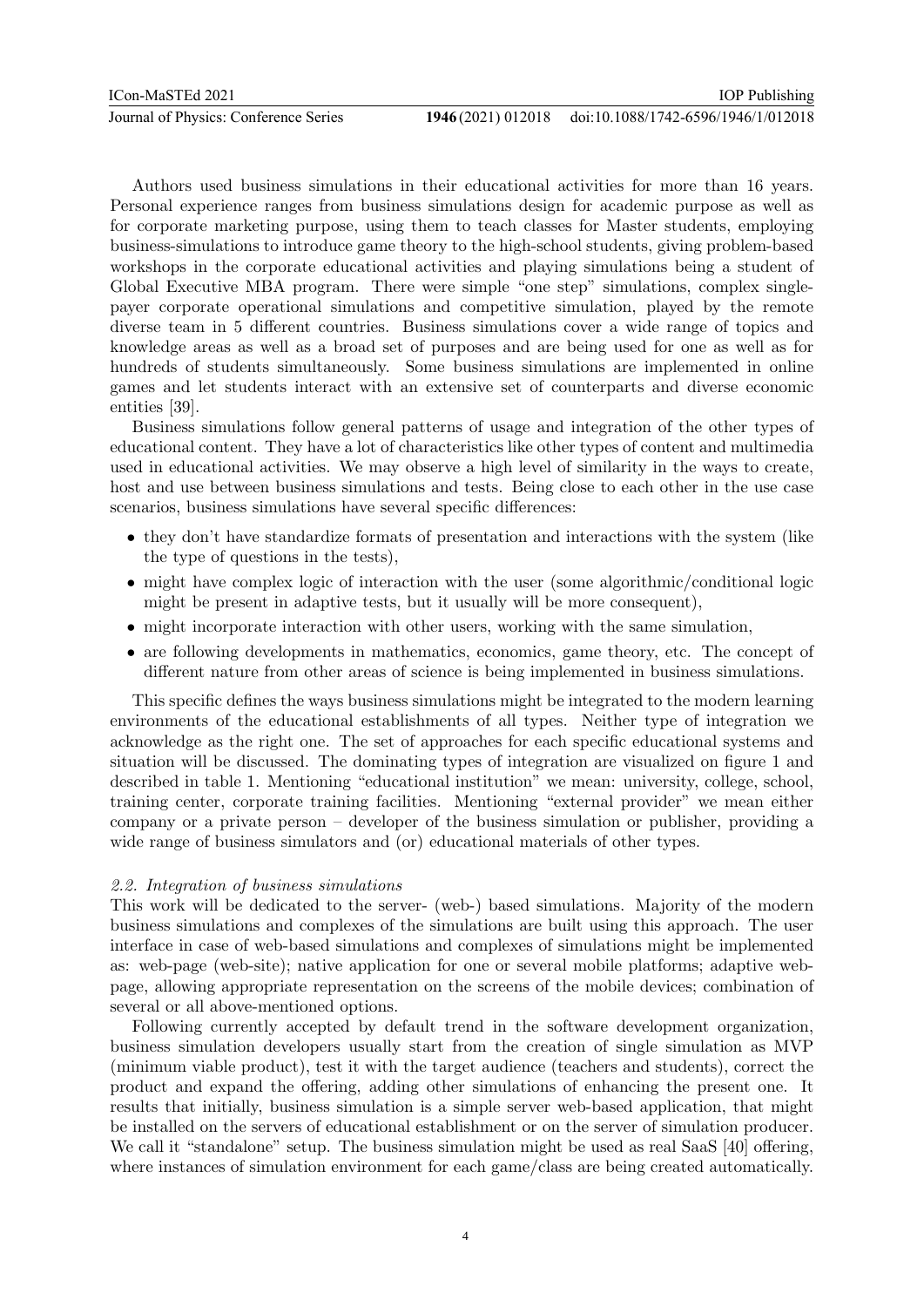Authors used business simulations in their educational activities for more than 16 years. Personal experience ranges from business simulations design for academic purpose as well as for corporate marketing purpose, using them to teach classes for Master students, employing business-simulations to introduce game theory to the high-school students, giving problem-based workshops in the corporate educational activities and playing simulations being a student of Global Executive MBA program. There were simple "one step" simulations, complex single-payer corporate operational simulations and competitive simulation, played by the remote diverse team in 5 different countries. Business simulations cover a wide range of topics and knowledge areas as well as a broad set of purposes and are being used for one as well as for hundreds of students simultaneously. Some business simulations are implemented in online games and let students interact with an extensive set of counterparts and diverse economic entities [39].

Business simulations follow general patterns of usage and integration of the other types of educational content. They have a lot of characteristics like other types of content and multimedia used in educational activities. We may observe a high level of similarity in the ways to create, host and use between business simulations and tests. Being close to each other in the use case scenarios, business simulations have several specific differences:

- they don't have standardize formats of presentation and interactions with the system (like the type of questions in the tests),
- might have complex logic of interaction with the user (some algorithmic/conditional logic might be present in adaptive tests, but it usually will be more consequent),
- might incorporate interaction with other users, working with the same simulation,
- are following developments in mathematics, economics, game theory, etc. The concept of different nature from other areas of science is being implemented in business simulations.

This specific defines the ways business simulations might be integrated to the modern learning environments of the educational establishments of all types. Neither type of integration we acknowledge as the right one. The set of approaches for each specific educational systems and situation will be discussed. The dominating types of integration are visualized on figure 1 and described in table 1. Mentioning "educational institution" we mean: university, college, school, training center, corporate training facilities. Mentioning "external provider" we mean either company or a private person – developer of the business simulation or publisher, providing a wide range of business simulators and (or) educational materials of other types.

### *2.2. Integration of business simulations*

This work will be dedicated to the server- (web-) based simulations. Majority of the modern business simulations and complexes of the simulations are built using this approach. The user interface in case of web-based simulations and complexes of simulations might be implemented as: web-page (web-site); native application for one or several mobile platforms; adaptive web-page, allowing appropriate representation on the screens of the mobile devices; combination of several or all above-mentioned options.

Following currently accepted by default trend in the software development organization, business simulation developers usually start from the creation of single simulation as MVP (minimum viable product), test it with the target audience (teachers and students), correct the product and expand the offering, adding other simulations of enhancing the present one. It results that initially, business simulation is a simple server web-based application, that might be installed on the servers of educational establishment or on the server of simulation producer. We call it "standalone" setup. The business simulation might be used as real SaaS [40] offering, where instances of simulation environment for each game/class are being created automatically.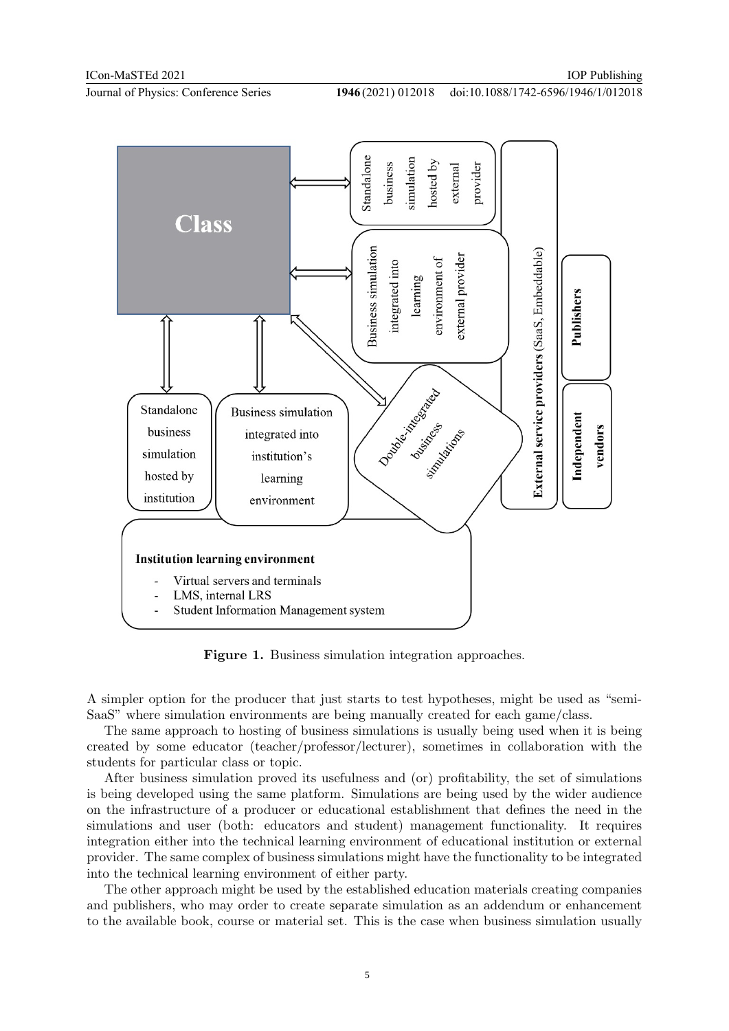**Figure 1.** Business simulation integration approaches.

A simpler option for the producer that just starts to test hypotheses, might be used as "semi-SaaS" where simulation environments are being manually created for each game/class.

The same approach to hosting of business simulations is usually being used when it is being created by some educator (teacher/professor/lecturer), sometimes in collaboration with the students for particular class or topic.

After business simulation proved its usefulness and (or) profitability, the set of simulations is being developed using the same platform. Simulations are being used by the wider audience on the infrastructure of a producer or educational establishment that defines the need in the simulations and user (both: educators and student) management functionality. It requires integration either into the technical learning environment of educational institution or external provider. The same complex of business simulations might have the functionality to be integrated into the technical learning environment of either party.

The other approach might be used by the established education materials creating companies and publishers, who may order to create separate simulation as an addendum or enhancement to the available book, course or material set. This is the case when business simulation usually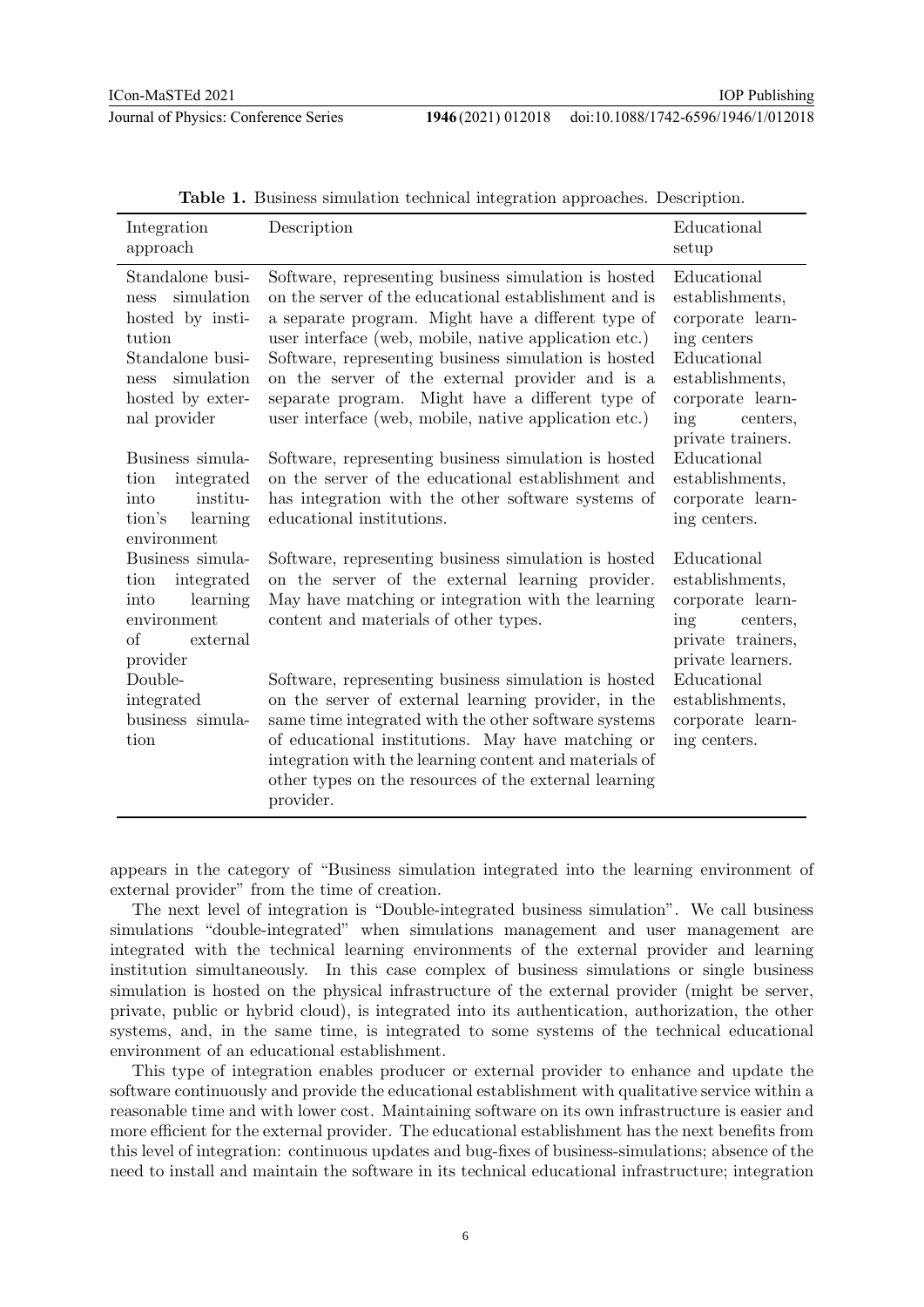**Table 1.** Business simulation technical integration approaches. Description.

| Integration approach | Description | Educational setup |
|---|---|---|
| Standalone business simulation hosted by institution | Software, representing business simulation is hosted on the server of the educational establishment and is a separate program. Might have a different type of user interface (web, mobile, native application etc.) | Educational establishments, corporate learning centers |
| Standalone business simulation hosted by external provider | Software, representing business simulation is hosted on the server of the external provider and is a separate program. Might have a different type of user interface (web, mobile, native application etc.) | Educational establishments, corporate learning centers, private trainers. |
| Business simulation integrated into institution's learning environment | Software, representing business simulation is hosted on the server of the educational establishment and has integration with the other software systems of educational institutions. | Educational establishments, corporate learning centers. |
| Business simulation integrated into learning environment of external provider | Software, representing business simulation is hosted on the server of the external learning provider. May have matching or integration with the learning content and materials of other types. | Educational establishments, corporate learning centers, private trainers, private learners. |
| Double-integrated business simulation | Software, representing business simulation is hosted on the server of external learning provider, in the same time integrated with the other software systems of educational institutions. May have matching or integration with the learning content and materials of other types on the resources of the external learning provider. | Educational establishments, corporate learning centers. |

appears in the category of "Business simulation integrated into the learning environment of external provider" from the time of creation.

The next level of integration is "Double-integrated business simulation". We call business simulations "double-integrated" when simulations management and user management are integrated with the technical learning environments of the external provider and learning institution simultaneously. In this case complex of business simulations or single business simulation is hosted on the physical infrastructure of the external provider (might be server, private, public or hybrid cloud), is integrated into its authentication, authorization, the other systems, and, in the same time, is integrated to some systems of the technical educational environment of an educational establishment.

This type of integration enables producer or external provider to enhance and update the software continuously and provide the educational establishment with qualitative service within a reasonable time and with lower cost. Maintaining software on its own infrastructure is easier and more efficient for the external provider. The educational establishment has the next benefits from this level of integration: continuous updates and bug-fixes of business-simulations; absence of the need to install and maintain the software in its technical educational infrastructure; integration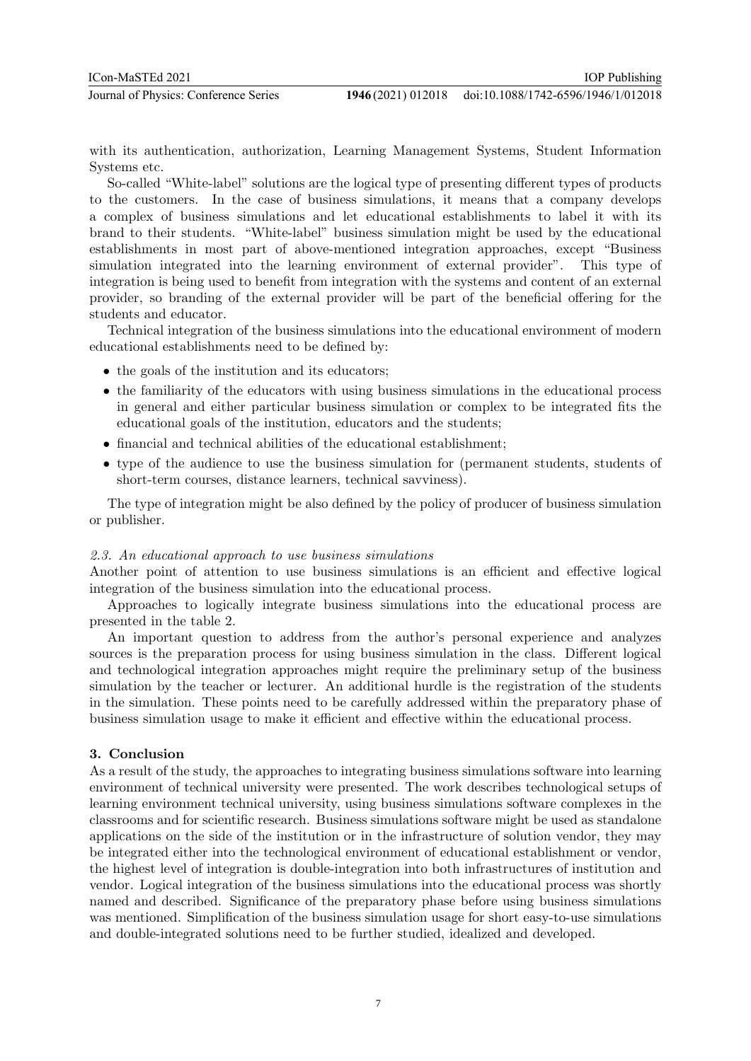with its authentication, authorization, Learning Management Systems, Student Information Systems etc.

So-called "White-label" solutions are the logical type of presenting different types of products to the customers. In the case of business simulations, it means that a company develops a complex of business simulations and let educational establishments to label it with its brand to their students. "White-label" business simulation might be used by the educational establishments in most part of above-mentioned integration approaches, except "Business simulation integrated into the learning environment of external provider". This type of integration is being used to benefit from integration with the systems and content of an external provider, so branding of the external provider will be part of the beneficial offering for the students and educator.

Technical integration of the business simulations into the educational environment of modern educational establishments need to be defined by:

- the goals of the institution and its educators;
- the familiarity of the educators with using business simulations in the educational process in general and either particular business simulation or complex to be integrated fits the educational goals of the institution, educators and the students;
- financial and technical abilities of the educational establishment;
- type of the audience to use the business simulation for (permanent students, students of short-term courses, distance learners, technical savviness).

The type of integration might be also defined by the policy of producer of business simulation or publisher.

### *2.3. An educational approach to use business simulations*

Another point of attention to use business simulations is an efficient and effective logical integration of the business simulation into the educational process.

Approaches to logically integrate business simulations into the educational process are presented in the table 2.

An important question to address from the author's personal experience and analyzes sources is the preparation process for using business simulation in the class. Different logical and technological integration approaches might require the preliminary setup of the business simulation by the teacher or lecturer. An additional hurdle is the registration of the students in the simulation. These points need to be carefully addressed within the preparatory phase of business simulation usage to make it efficient and effective within the educational process.

## **3. Conclusion**

As a result of the study, the approaches to integrating business simulations software into learning environment of technical university were presented. The work describes technological setups of learning environment technical university, using business simulations software complexes in the classrooms and for scientific research. Business simulations software might be used as standalone applications on the side of the institution or in the infrastructure of solution vendor, they may be integrated either into the technological environment of educational establishment or vendor, the highest level of integration is double-integration into both infrastructures of institution and vendor. Logical integration of the business simulations into the educational process was shortly named and described. Significance of the preparatory phase before using business simulations was mentioned. Simplification of the business simulation usage for short easy-to-use simulations and double-integrated solutions need to be further studied, idealized and developed.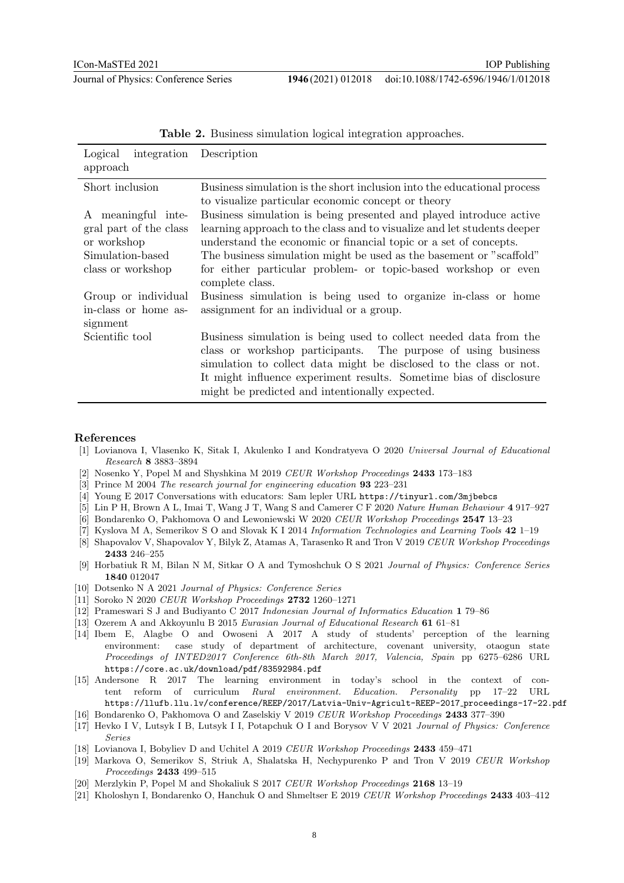**Table 2.** Business simulation logical integration approaches.

| Logical integration approach | Description |
|---|---|
| Short inclusion | Business simulation is the short inclusion into the educational process to visualize particular economic concept or theory |
| A meaningful integral part of the class or workshop | Business simulation is being presented and played introduce active learning approach to the class and to visualize and let students deeper understand the economic or financial topic or a set of concepts. |
| Simulation-based class or workshop | The business simulation might be used as the basement or "scaffold" for either particular problem- or topic-based workshop or even complete class. |
| Group or individual in-class or home assignment | Business simulation is being used to organize in-class or home assignment for an individual or a group. |
| Scientific tool | Business simulation is being used to collect needed data from the class or workshop participants. The purpose of using business simulation to collect data might be disclosed to the class or not. It might influence experiment results. Sometime bias of disclosure might be predicted and intentionally expected. |

## References

[1] Lovianova I, Vlasenko K, Sitak I, Akulenko I and Kondratyeva O 2020 *Universal Journal of Educational Research* **8** 3883–3894

[2] Nosenko Y, Popel M and Shyshkina M 2019 *CEUR Workshop Proceedings* **2433** 173–183

[3] Prince M 2004 *The research journal for engineering education* **93** 223–231

[4] Young E 2017 Conversations with educators: Sam lepler URL https://tinyurl.com/3mjbebcs

[5] Lin P H, Brown A L, Imai T, Wang J T, Wang S and Camerer C F 2020 *Nature Human Behaviour* **4** 917–927

[6] Bondarenko O, Pakhomova O and Lewoniewski W 2020 *CEUR Workshop Proceedings* **2547** 13–23

[7] Kyslova M A, Semerikov S O and Slovak K I 2014 *Information Technologies and Learning Tools* **42** 1–19

[8] Shapovalov V, Shapovalov Y, Bilyk Z, Atamas A, Tarasenko R and Tron V 2019 *CEUR Workshop Proceedings* **2433** 246–255

[9] Horbatiuk R M, Bilan N M, Sitkar O A and Tymoshchuk O S 2021 *Journal of Physics: Conference Series* **1840** 012047

[10] Dotsenko N A 2021 *Journal of Physics: Conference Series*

[11] Soroko N 2020 *CEUR Workshop Proceedings* **2732** 1260–1271

[12] Prameswari S J and Budiyanto C 2017 *Indonesian Journal of Informatics Education* **1** 79–86

[13] Ozerem A and Akkoyunlu B 2015 *Eurasian Journal of Educational Research* **61** 61–81

[14] Ibem E, Alagbe O and Owoseni A 2017 A study of students' perception of the learning environment: case study of department of architecture, covenant university, otaogun state *Proceedings of INTED2017 Conference 6th-8th March 2017, Valencia, Spain* pp 6275–6286 URL https://core.ac.uk/download/pdf/83592984.pdf

[15] Andersone R 2017 The learning environment in today's school in the context of content reform of curriculum *Rural environment. Education. Personality* pp 17–22 URL https://llufb.llu.lv/conference/REEP/2017/Latvia-Univ-Agricult-REEP-2017_proceedings-17-22.pdf

[16] Bondarenko O, Pakhomova O and Zaselskiy V 2019 *CEUR Workshop Proceedings* **2433** 377–390

[17] Hevko I V, Lutsyk I B, Lutsyk I I, Potapchuk O I and Borysov V V 2021 *Journal of Physics: Conference Series*

[18] Lovianova I, Bobyliev D and Uchitel A 2019 *CEUR Workshop Proceedings* **2433** 459–471

[19] Markova O, Semerikov S, Striuk A, Shalatska H, Nechypurenko P and Tron V 2019 *CEUR Workshop Proceedings* **2433** 499–515

[20] Merzlykin P, Popel M and Shokaliuk S 2017 *CEUR Workshop Proceedings* **2168** 13–19

[21] Kholoshyn I, Bondarenko O, Hanchuk O and Shmeltser E 2019 *CEUR Workshop Proceedings* **2433** 403–412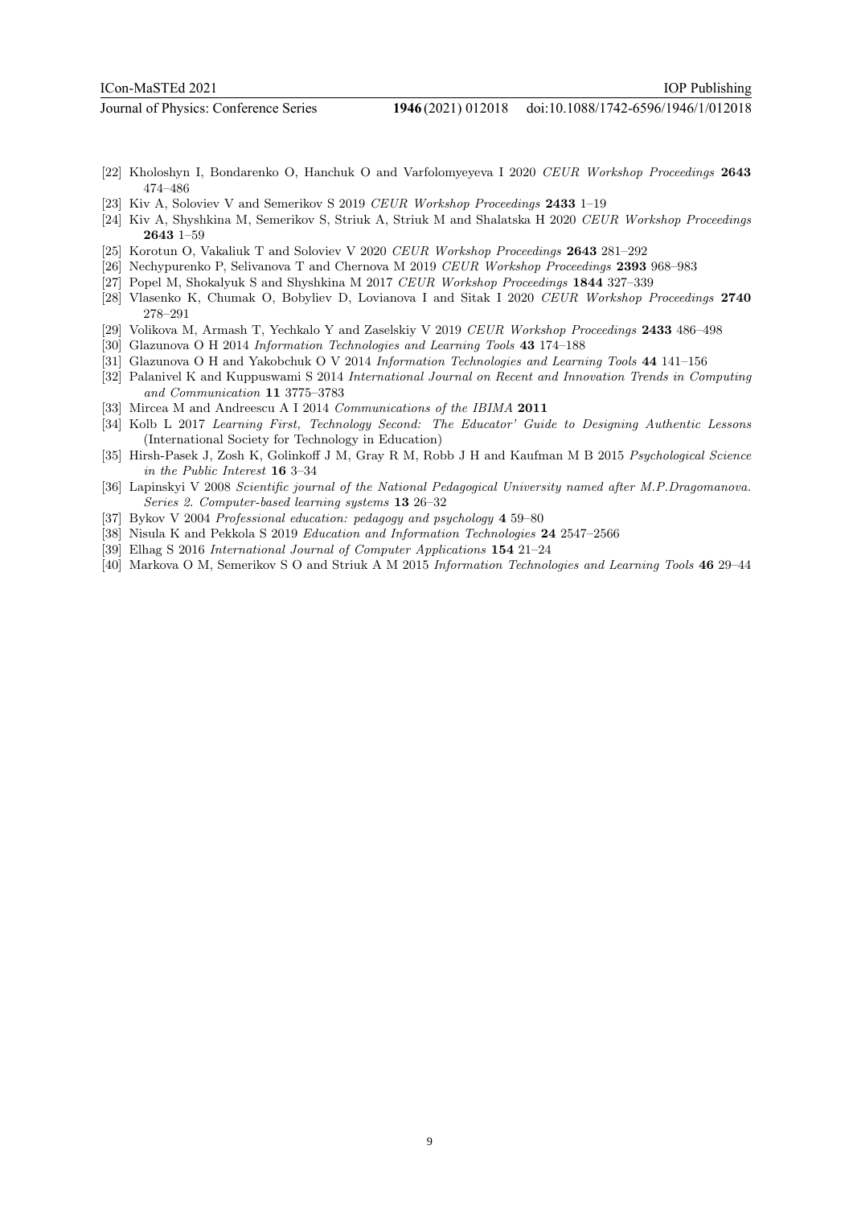[22] Kholoshyn I, Bondarenko O, Hanchuk O and Varfolomyeyeva I 2020 *CEUR Workshop Proceedings* **2643** 474–486

[23] Kiv A, Soloviev V and Semerikov S 2019 *CEUR Workshop Proceedings* **2433** 1–19

[24] Kiv A, Shyshkina M, Semerikov S, Striuk A, Striuk M and Shalatska H 2020 *CEUR Workshop Proceedings* **2643** 1–59

[25] Korotun O, Vakaliuk T and Soloviev V 2020 *CEUR Workshop Proceedings* **2643** 281–292

[26] Nechypurenko P, Selivanova T and Chernova M 2019 *CEUR Workshop Proceedings* **2393** 968–983

[27] Popel M, Shokalyuk S and Shyshkina M 2017 *CEUR Workshop Proceedings* **1844** 327–339

[28] Vlasenko K, Chumak O, Bobyliev D, Lovianova I and Sitak I 2020 *CEUR Workshop Proceedings* **2740** 278–291

[29] Volikova M, Armash T, Yechkalo Y and Zaselskiy V 2019 *CEUR Workshop Proceedings* **2433** 486–498

[30] Glazunova O H 2014 *Information Technologies and Learning Tools* **43** 174–188

[31] Glazunova O H and Yakobchuk O V 2014 *Information Technologies and Learning Tools* **44** 141–156

[32] Palanivel K and Kuppuswami S 2014 *International Journal on Recent and Innovation Trends in Computing and Communication* **11** 3775–3783

[33] Mircea M and Andreescu A I 2014 *Communications of the IBIMA* **2011**

[34] Kolb L 2017 *Learning First, Technology Second: The Educator' Guide to Designing Authentic Lessons* (International Society for Technology in Education)

[35] Hirsh-Pasek J, Zosh K, Golinkoff J M, Gray R M, Robb J H and Kaufman M B 2015 *Psychological Science in the Public Interest* **16** 3–34

[36] Lapinskyi V 2008 *Scientific journal of the National Pedagogical University named after M.P.Dragomanova. Series 2. Computer-based learning systems* **13** 26–32

[37] Bykov V 2004 *Professional education: pedagogy and psychology* **4** 59–80

[38] Nisula K and Pekkola S 2019 *Education and Information Technologies* **24** 2547–2566

[39] Elhag S 2016 *International Journal of Computer Applications* **154** 21–24

[40] Markova O M, Semerikov S O and Striuk A M 2015 *Information Technologies and Learning Tools* **46** 29–44